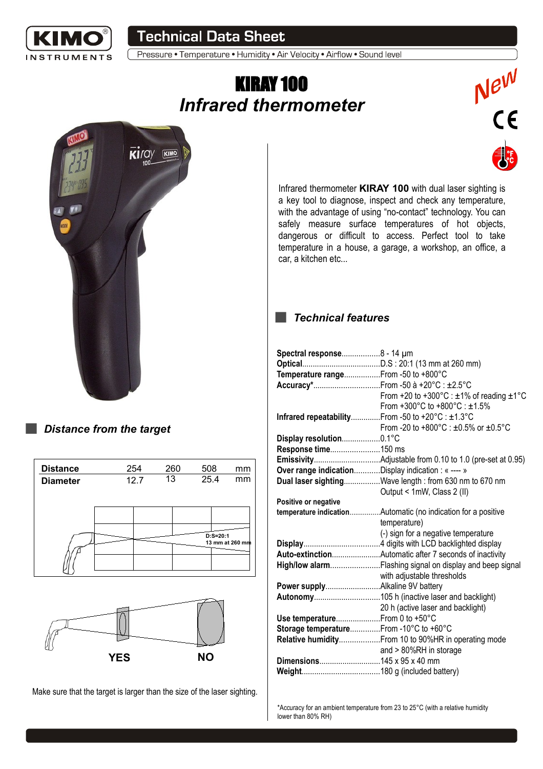# Technical Data Sheet

Pressure • Temperature • Humidity • Airflow • Air Velocity • Sound level

# KIRAY 100

## *Infrared thermometer*

New

Infrared thermometer **KIRAY 100** with dual laser sighting is a key tool to diagnose, inspect and check any temperature, with the advantage of using "no-contact" technology. You can safely measure surface temperatures of hot objects, dangerous or difficult to access. Perfect tool to take temperature in a house, a garage, a workshop, an office, a car, a kitchen etc...

## *Distance from the target*

| Distance | 254 | 260 | 508 | mm |
|---|---|---|---|---|
| Diameter | 12.7 | 13 | 25.4 | mm |

D:S=20:1
13 mm at 260 mm

YES NO

Make sure that the target is larger than the size of the laser sighting.

## *Technical features*

**Spectral response**..................8 - 14 µm
**Optical**....................................D.S : 20:1 (13 mm at 260 mm)
**Temperature range**.................From -50 to +800°C
**Accuracy***...............................From -50 à +20°C : ±2.5°C
From +20 to +300°C : ±1% of reading ±1°C
From +300°C to +800°C : ±1.5%
**Infrared repeatability**.............From -50 to +20°C : ±1.3°C
From -20 to +800°C : ±0.5% or ±0.5°C
**Display resolution**..................0.1°C
**Response time**.......................150 ms
**Emissivity**...............................Adjustable from 0.10 to 1.0 (pre-set at 0.95)
**Over range indication**............Display indication : « ---- »
**Dual laser sighting**.................Wave length : from 630 nm to 670 nm
Output < 1mW, Class 2 (II)
**Positive or negative temperature indication**................Automatic (no indication for a positive temperature)
(-) sign for a negative temperature
**Display**....................................4 digits with LCD backlighted display
**Auto-extinction**.......................Automatic after 7 seconds of inactivity
**High/low alarm**........................Flashing signal on display and beep signal with adjustable thresholds
**Power supply**..........................Alkaline 9V battery
**Autonomy**...............................105 h (inactive laser and backlight)
20 h (active laser and backlight)
**Use temperature**.....................From 0 to +50°C
**Storage temperature**..............From -10°C to +60°C
**Relative humidity**...................From 10 to 90%HR in operating mode and > 80%RH in storage
**Dimensions**.............................145 x 95 x 40 mm
**Weight**.....................................180 g (included battery)

*Accuracy for an ambient temperature from 23 to 25°C (with a relative humidity lower than 80% RH)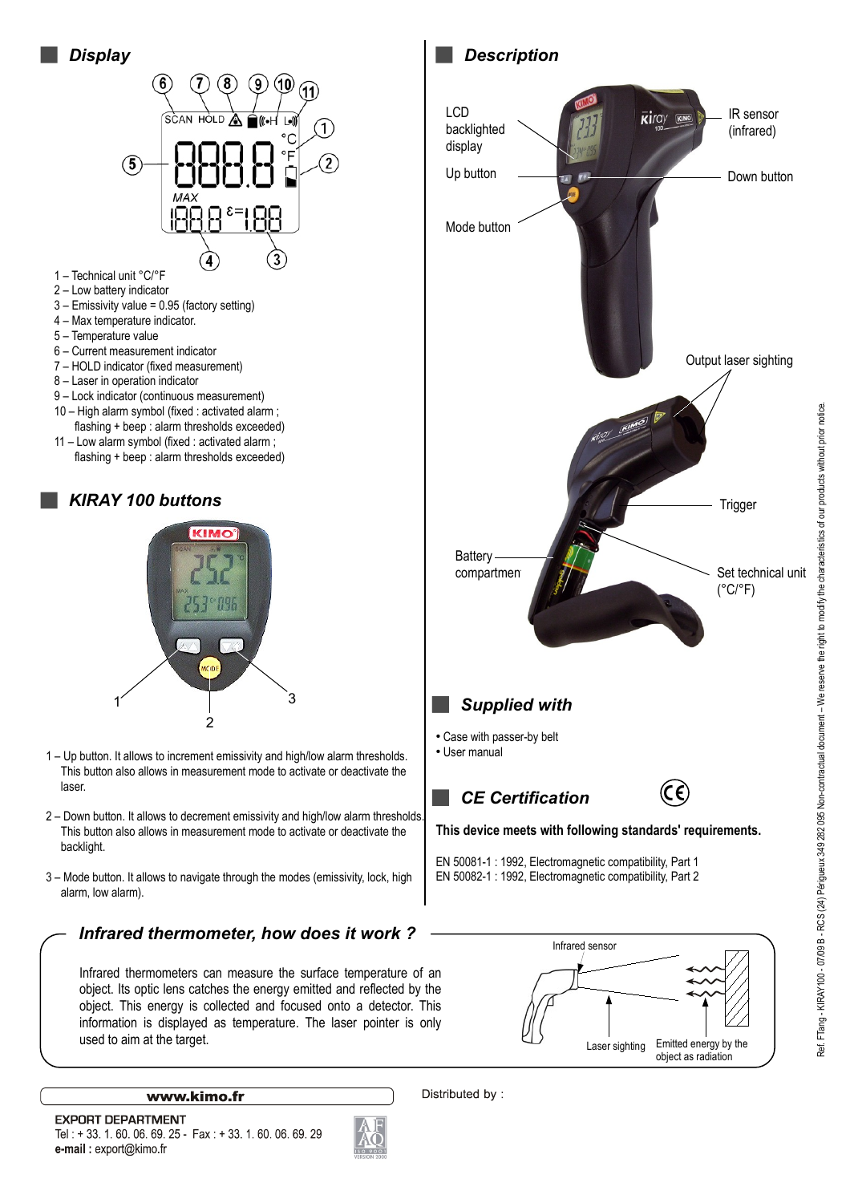## Display

SCAN HOLD °C °F MAX 888.8 188 ε=188

1 – Technical unit °C/°F
2 – Low battery indicator
3 – Emissivity value = 0.95 (factory setting)
4 – Max temperature indicator.
5 – Temperature value
6 – Current measurement indicator
7 – HOLD indicator (fixed measurement)
8 – Laser in operation indicator
9 – Lock indicator (continuous measurement)
10 – High alarm symbol (fixed : activated alarm ; flashing + beep : alarm thresholds exceeded)
11 – Low alarm symbol (fixed : activated alarm ; flashing + beep : alarm thresholds exceeded)

## KIRAY 100 buttons

1 – Up button. It allows to increment emissivity and high/low alarm thresholds. This button also allows in measurement mode to activate or deactivate the laser.

2 – Down button. It allows to decrement emissivity and high/low alarm thresholds. This button also allows in measurement mode to activate or deactivate the backlight.

3 – Mode button. It allows to navigate through the modes (emissivity, lock, high alarm, low alarm).

## Description

LCD backlighted display

Up button

Mode button

IR sensor (infrared)

Down button

Output laser sighting

Trigger

Battery compartment

Set technical unit (°C/°F)

## Supplied with

- Case with passer-by belt
- User manual

## CE Certification

**This device meets with following standards' requirements.**

EN 50081-1 : 1992, Electromagnetic compatibility, Part 1
EN 50082-1 : 1992, Electromagnetic compatibility, Part 2

## Infrared thermometer, how does it work ?

Infrared thermometers can measure the surface temperature of an object. Its optic lens catches the energy emitted and reflected by the object. This energy is collected and focused onto a detector. This information is displayed as temperature. The laser pointer is only used to aim at the target.

Infrared sensor

Laser sighting

Emitted energy by the object as radiation

**www.kimo.fr**

Distributed by :

EXPORT DEPARTMENT
Tel : + 33. 1. 60. 06. 69. 25 - Fax : + 33. 1. 60. 06. 69. 29
**e-mail :** export@kimo.fr

Ref. FTang - KIRAY100 - 07/09 B - RCS (24) Périgueux 349 282 095 Non-contractual document – We reserve the right to modify the characteristics of our products without prior notice.